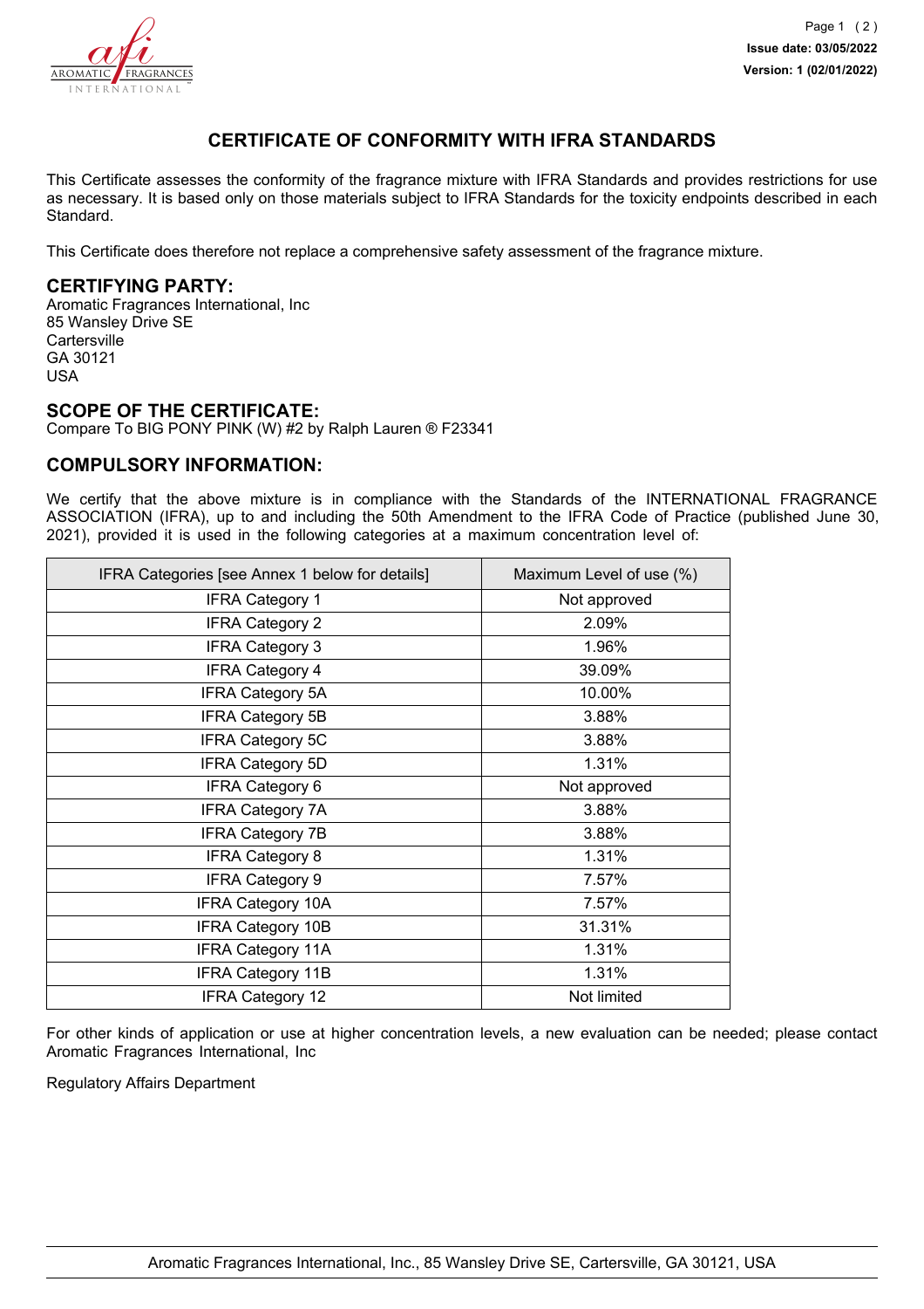Issue date: 03/05/2022
Version: 1 (02/01/2022)

# CERTIFICATE OF CONFORMITY WITH IFRA STANDARDS

This Certificate assesses the conformity of the fragrance mixture with IFRA Standards and provides restrictions for use as necessary. It is based only on those materials subject to IFRA Standards for the toxicity endpoints described in each Standard.

This Certificate does therefore not replace a comprehensive safety assessment of the fragrance mixture.

## CERTIFYING PARTY:

Aromatic Fragrances International, Inc
85 Wansley Drive SE
Cartersville
GA 30121
USA

## SCOPE OF THE CERTIFICATE:

Compare To BIG PONY PINK (W) #2 by Ralph Lauren ® F23341

## COMPULSORY INFORMATION:

We certify that the above mixture is in compliance with the Standards of the INTERNATIONAL FRAGRANCE ASSOCIATION (IFRA), up to and including the 50th Amendment to the IFRA Code of Practice (published June 30, 2021), provided it is used in the following categories at a maximum concentration level of:

| IFRA Categories [see Annex 1 below for details] | Maximum Level of use (%) |
|---|---|
| IFRA Category 1 | Not approved |
| IFRA Category 2 | 2.09% |
| IFRA Category 3 | 1.96% |
| IFRA Category 4 | 39.09% |
| IFRA Category 5A | 10.00% |
| IFRA Category 5B | 3.88% |
| IFRA Category 5C | 3.88% |
| IFRA Category 5D | 1.31% |
| IFRA Category 6 | Not approved |
| IFRA Category 7A | 3.88% |
| IFRA Category 7B | 3.88% |
| IFRA Category 8 | 1.31% |
| IFRA Category 9 | 7.57% |
| IFRA Category 10A | 7.57% |
| IFRA Category 10B | 31.31% |
| IFRA Category 11A | 1.31% |
| IFRA Category 11B | 1.31% |
| IFRA Category 12 | Not limited |

For other kinds of application or use at higher concentration levels, a new evaluation can be needed; please contact Aromatic Fragrances International, Inc

Regulatory Affairs Department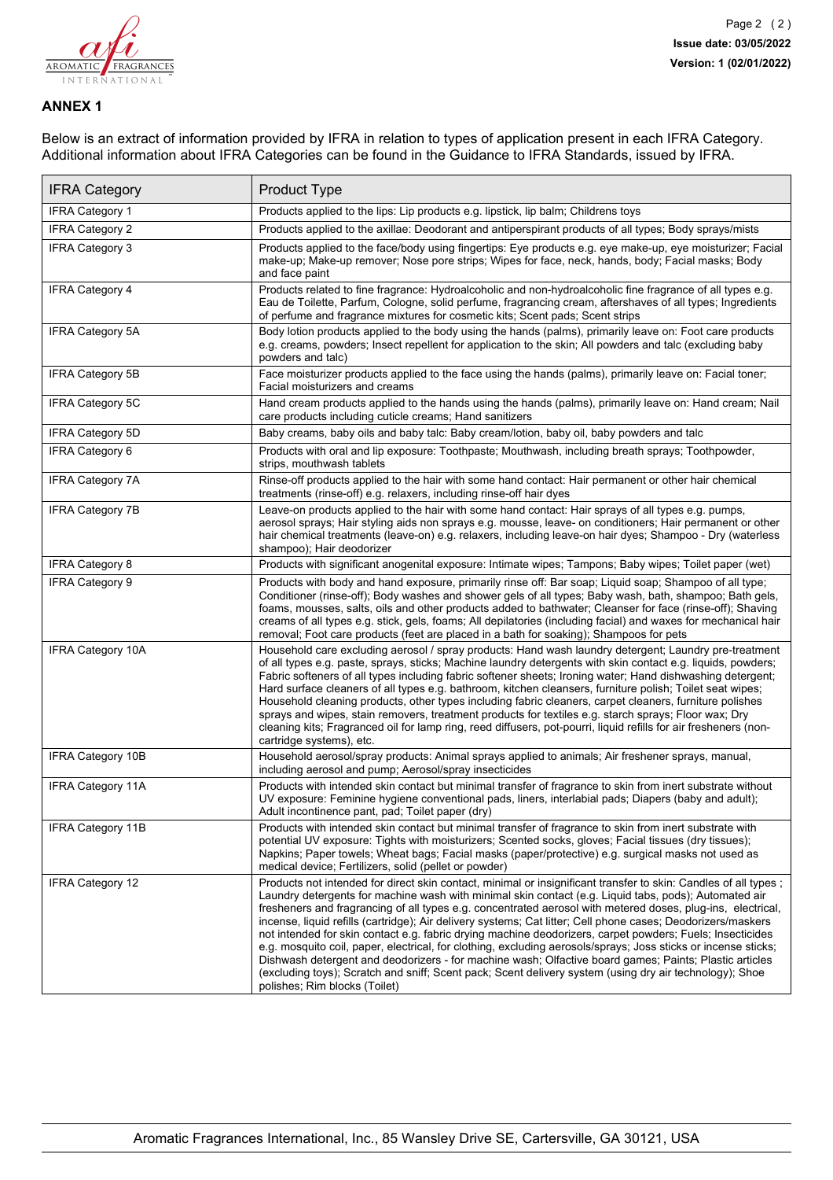## ANNEX 1

Below is an extract of information provided by IFRA in relation to types of application present in each IFRA Category. Additional information about IFRA Categories can be found in the Guidance to IFRA Standards, issued by IFRA.

| IFRA Category | Product Type |
|---|---|
| IFRA Category 1 | Products applied to the lips: Lip products e.g. lipstick, lip balm; Childrens toys |
| IFRA Category 2 | Products applied to the axillae: Deodorant and antiperspirant products of all types; Body sprays/mists |
| IFRA Category 3 | Products applied to the face/body using fingertips: Eye products e.g. eye make-up, eye moisturizer; Facial make-up; Make-up remover; Nose pore strips; Wipes for face, neck, hands, body; Facial masks; Body and face paint |
| IFRA Category 4 | Products related to fine fragrance: Hydroalcoholic and non-hydroalcoholic fine fragrance of all types e.g. Eau de Toilette, Parfum, Cologne, solid perfume, fragrancing cream, aftershaves of all types; Ingredients of perfume and fragrance mixtures for cosmetic kits; Scent pads; Scent strips |
| IFRA Category 5A | Body lotion products applied to the body using the hands (palms), primarily leave on: Foot care products e.g. creams, powders; Insect repellent for application to the skin; All powders and talc (excluding baby powders and talc) |
| IFRA Category 5B | Face moisturizer products applied to the face using the hands (palms), primarily leave on: Facial toner; Facial moisturizers and creams |
| IFRA Category 5C | Hand cream products applied to the hands using the hands (palms), primarily leave on: Hand cream; Nail care products including cuticle creams; Hand sanitizers |
| IFRA Category 5D | Baby creams, baby oils and baby talc: Baby cream/lotion, baby oil, baby powders and talc |
| IFRA Category 6 | Products with oral and lip exposure: Toothpaste; Mouthwash, including breath sprays; Toothpowder, strips, mouthwash tablets |
| IFRA Category 7A | Rinse-off products applied to the hair with some hand contact: Hair permanent or other hair chemical treatments (rinse-off) e.g. relaxers, including rinse-off hair dyes |
| IFRA Category 7B | Leave-on products applied to the hair with some hand contact: Hair sprays of all types e.g. pumps, aerosol sprays; Hair styling aids non sprays e.g. mousse, leave- on conditioners; Hair permanent or other hair chemical treatments (leave-on) e.g. relaxers, including leave-on hair dyes; Shampoo - Dry (waterless shampoo); Hair deodorizer |
| IFRA Category 8 | Products with significant anogenital exposure: Intimate wipes; Tampons; Baby wipes; Toilet paper (wet) |
| IFRA Category 9 | Products with body and hand exposure, primarily rinse off: Bar soap; Liquid soap; Shampoo of all type; Conditioner (rinse-off); Body washes and shower gels of all types; Baby wash, bath, shampoo; Bath gels, foams, mousses, salts, oils and other products added to bathwater; Cleanser for face (rinse-off); Shaving creams of all types e.g. stick, gels, foams; All depilatories (including facial) and waxes for mechanical hair removal; Foot care products (feet are placed in a bath for soaking); Shampoos for pets |
| IFRA Category 10A | Household care excluding aerosol / spray products: Hand wash laundry detergent; Laundry pre-treatment of all types e.g. paste, sprays, sticks; Machine laundry detergents with skin contact e.g. liquids, powders; Fabric softeners of all types including fabric softener sheets; Ironing water; Hand dishwashing detergent; Hard surface cleaners of all types e.g. bathroom, kitchen cleansers, furniture polish; Toilet seat wipes; Household cleaning products, other types including fabric cleaners, carpet cleaners, furniture polishes sprays and wipes, stain removers, treatment products for textiles e.g. starch sprays; Floor wax; Dry cleaning kits; Fragranced oil for lamp ring, reed diffusers, pot-pourri, liquid refills for air fresheners (non-cartridge systems), etc. |
| IFRA Category 10B | Household aerosol/spray products: Animal sprays applied to animals; Air freshener sprays, manual, including aerosol and pump; Aerosol/spray insecticides |
| IFRA Category 11A | Products with intended skin contact but minimal transfer of fragrance to skin from inert substrate without UV exposure: Feminine hygiene conventional pads, liners, interlabial pads; Diapers (baby and adult); Adult incontinence pant, pad; Toilet paper (dry) |
| IFRA Category 11B | Products with intended skin contact but minimal transfer of fragrance to skin from inert substrate with potential UV exposure: Tights with moisturizers; Scented socks, gloves; Facial tissues (dry tissues); Napkins; Paper towels; Wheat bags; Facial masks (paper/protective) e.g. surgical masks not used as medical device; Fertilizers, solid (pellet or powder) |
| IFRA Category 12 | Products not intended for direct skin contact, minimal or insignificant transfer to skin: Candles of all types ; Laundry detergents for machine wash with minimal skin contact (e.g. Liquid tabs, pods); Automated air fresheners and fragrancing of all types e.g. concentrated aerosol with metered doses, plug-ins, electrical, incense, liquid refills (cartridge); Air delivery systems; Cat litter; Cell phone cases; Deodorizers/maskers not intended for skin contact e.g. fabric drying machine deodorizers, carpet powders; Fuels; Insecticides e.g. mosquito coil, paper, electrical, for clothing, excluding aerosols/sprays; Joss sticks or incense sticks; Dishwash detergent and deodorizers - for machine wash; Olfactive board games; Paints; Plastic articles (excluding toys); Scratch and sniff; Scent pack; Scent delivery system (using dry air technology); Shoe polishes; Rim blocks (Toilet) |